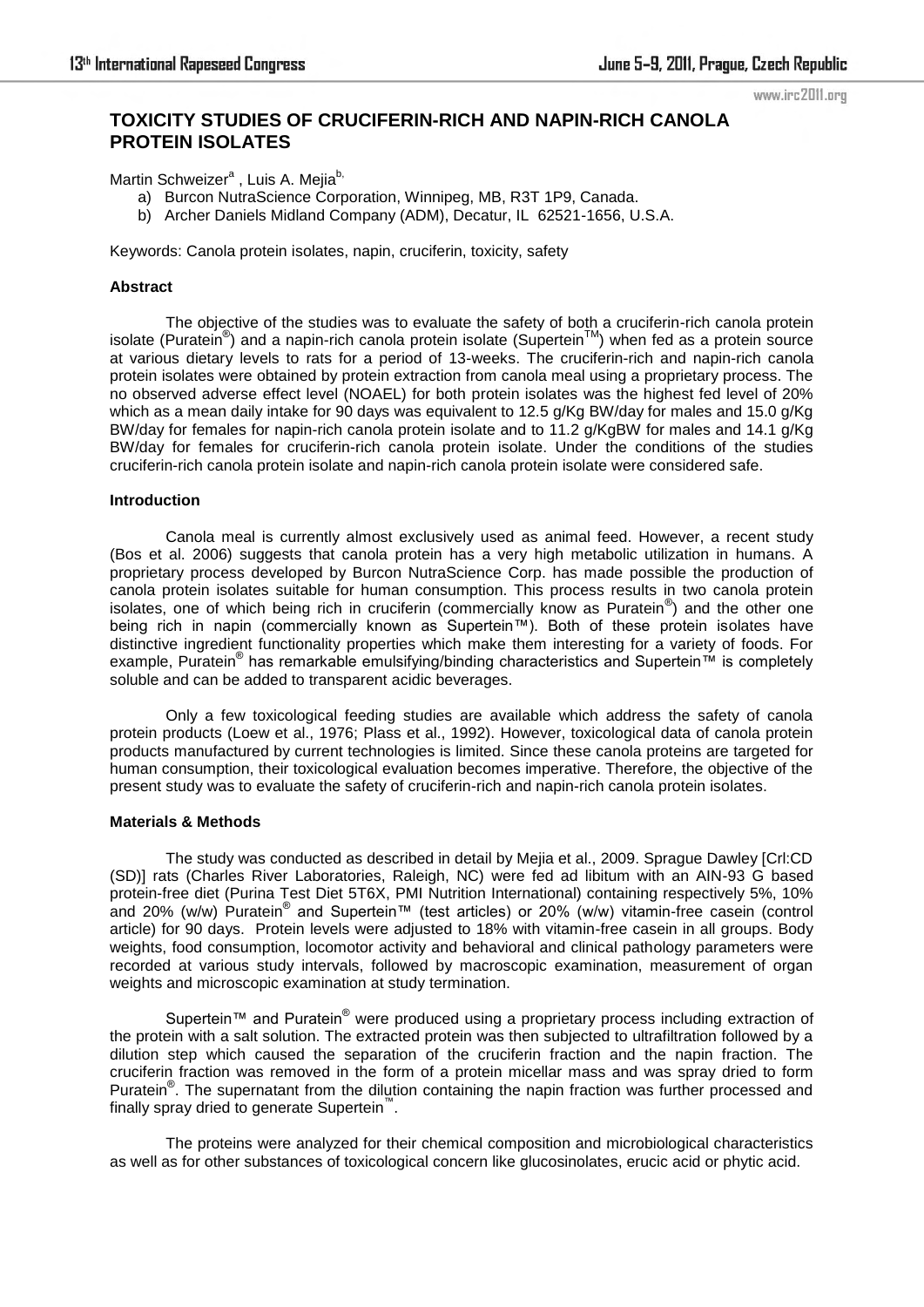# TOXICITY STUDIES OF CRUCIFERIN-RICH AND NAPIN-RICH CANOLA PROTEIN ISOLATES

Martin Schweizer[a] , Luis A. Mejia[b,]

a) Burcon NutraScience Corporation, Winnipeg, MB, R3T 1P9, Canada.
b) Archer Daniels Midland Company (ADM), Decatur, IL 62521-1656, U.S.A.

Keywords: Canola protein isolates, napin, cruciferin, toxicity, safety

### Abstract

The objective of the studies was to evaluate the safety of both a cruciferin-rich canola protein isolate (Puratein®) and a napin-rich canola protein isolate (Supertein™) when fed as a protein source at various dietary levels to rats for a period of 13-weeks. The cruciferin-rich and napin-rich canola protein isolates were obtained by protein extraction from canola meal using a proprietary process. The no observed adverse effect level (NOAEL) for both protein isolates was the highest fed level of 20% which as a mean daily intake for 90 days was equivalent to 12.5 g/Kg BW/day for males and 15.0 g/Kg BW/day for females for napin-rich canola protein isolate and to 11.2 g/KgBW for males and 14.1 g/Kg BW/day for females for cruciferin-rich canola protein isolate. Under the conditions of the studies cruciferin-rich canola protein isolate and napin-rich canola protein isolate were considered safe.

### Introduction

Canola meal is currently almost exclusively used as animal feed. However, a recent study (Bos et al. 2006) suggests that canola protein has a very high metabolic utilization in humans. A proprietary process developed by Burcon NutraScience Corp. has made possible the production of canola protein isolates suitable for human consumption. This process results in two canola protein isolates, one of which being rich in cruciferin (commercially know as Puratein®) and the other one being rich in napin (commercially known as Supertein™). Both of these protein isolates have distinctive ingredient functionality properties which make them interesting for a variety of foods. For example, Puratein® has remarkable emulsifying/binding characteristics and Supertein™ is completely soluble and can be added to transparent acidic beverages.

Only a few toxicological feeding studies are available which address the safety of canola protein products (Loew et al., 1976; Plass et al., 1992). However, toxicological data of canola protein products manufactured by current technologies is limited. Since these canola proteins are targeted for human consumption, their toxicological evaluation becomes imperative. Therefore, the objective of the present study was to evaluate the safety of cruciferin-rich and napin-rich canola protein isolates.

### Materials & Methods

The study was conducted as described in detail by Mejia et al., 2009. Sprague Dawley [Crl:CD (SD)] rats (Charles River Laboratories, Raleigh, NC) were fed ad libitum with an AIN-93 G based protein-free diet (Purina Test Diet 5T6X, PMI Nutrition International) containing respectively 5%, 10% and 20% (w/w) Puratein® and Supertein™ (test articles) or 20% (w/w) vitamin-free casein (control article) for 90 days. Protein levels were adjusted to 18% with vitamin-free casein in all groups. Body weights, food consumption, locomotor activity and behavioral and clinical pathology parameters were recorded at various study intervals, followed by macroscopic examination, measurement of organ weights and microscopic examination at study termination.

Supertein™ and Puratein® were produced using a proprietary process including extraction of the protein with a salt solution. The extracted protein was then subjected to ultrafiltration followed by a dilution step which caused the separation of the cruciferin fraction and the napin fraction. The cruciferin fraction was removed in the form of a protein micellar mass and was spray dried to form Puratein®. The supernatant from the dilution containing the napin fraction was further processed and finally spray dried to generate Supertein™.

The proteins were analyzed for their chemical composition and microbiological characteristics as well as for other substances of toxicological concern like glucosinolates, erucic acid or phytic acid.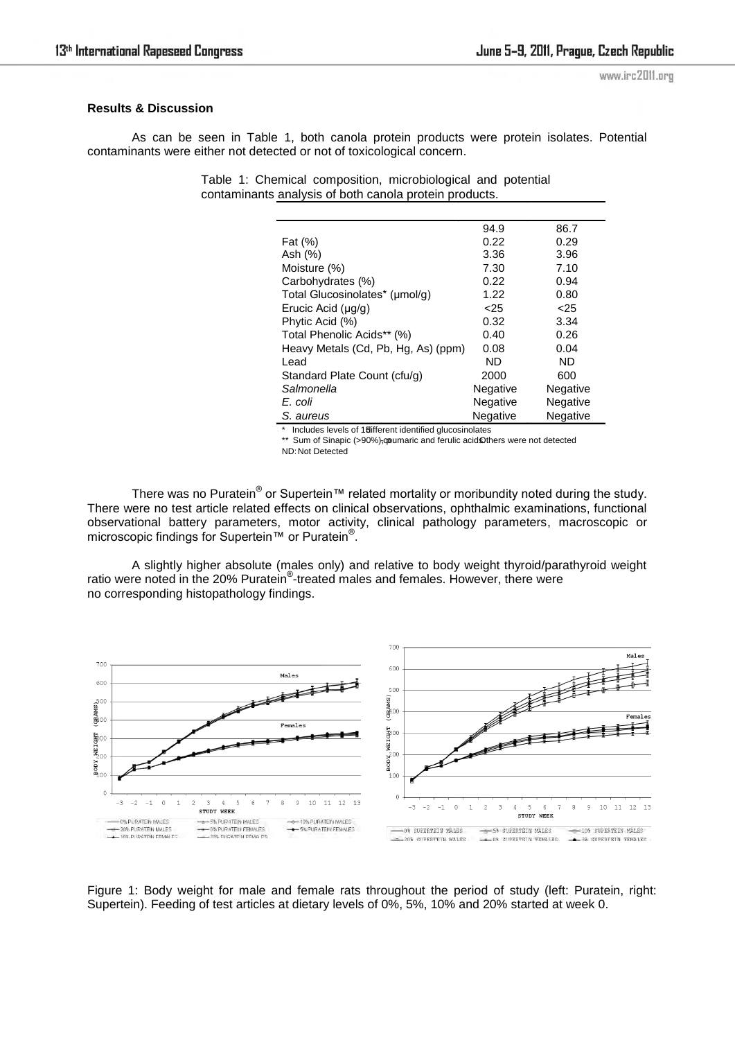### Results & Discussion

As can be seen in Table 1, both canola protein products were protein isolates. Potential contaminants were either not detected or not of toxicological concern.

Table 1: Chemical composition, microbiological and potential contaminants analysis of both canola protein products.

| | | |
|---|---|---|
| | 94.9 | 86.7 |
| Fat (%) | 0.22 | 0.29 |
| Ash (%) | 3.36 | 3.96 |
| Moisture (%) | 7.30 | 7.10 |
| Carbohydrates (%) | 0.22 | 0.94 |
| Total Glucosinolates* (µmol/g) | 1.22 | 0.80 |
| Erucic Acid (µg/g) | <25 | <25 |
| Phytic Acid (%) | 0.32 | 3.34 |
| Total Phenolic Acids** (%) | 0.40 | 0.26 |
| Heavy Metals (Cd, Pb, Hg, As) (ppm) | 0.08 | 0.04 |
| Lead | ND | ND |
| Standard Plate Count (cfu/g) | 2000 | 600 |
| *Salmonella* | Negative | Negative |
| *E. coli* | Negative | Negative |
| *S. aureus* | Negative | Negative |

\* Includes levels of 16 different identified glucosinolates
** Sum of Sinapic (>90%), p-coumaric and ferulic acids. Others were not detected
ND: Not Detected

There was no Puratein® or Supertein™ related mortality or moribundity noted during the study. There were no test article related effects on clinical observations, ophthalmic examinations, functional observational battery parameters, motor activity, clinical pathology parameters, macroscopic or microscopic findings for Supertein™ or Puratein®.

A slightly higher absolute (males only) and relative to body weight thyroid/parathyroid weight ratio were noted in the 20% Puratein®-treated males and females. However, there were no corresponding histopathology findings.

Figure 1: Body weight for male and female rats throughout the period of study (left: Puratein, right: Supertein). Feeding of test articles at dietary levels of 0%, 5%, 10% and 20% started at week 0.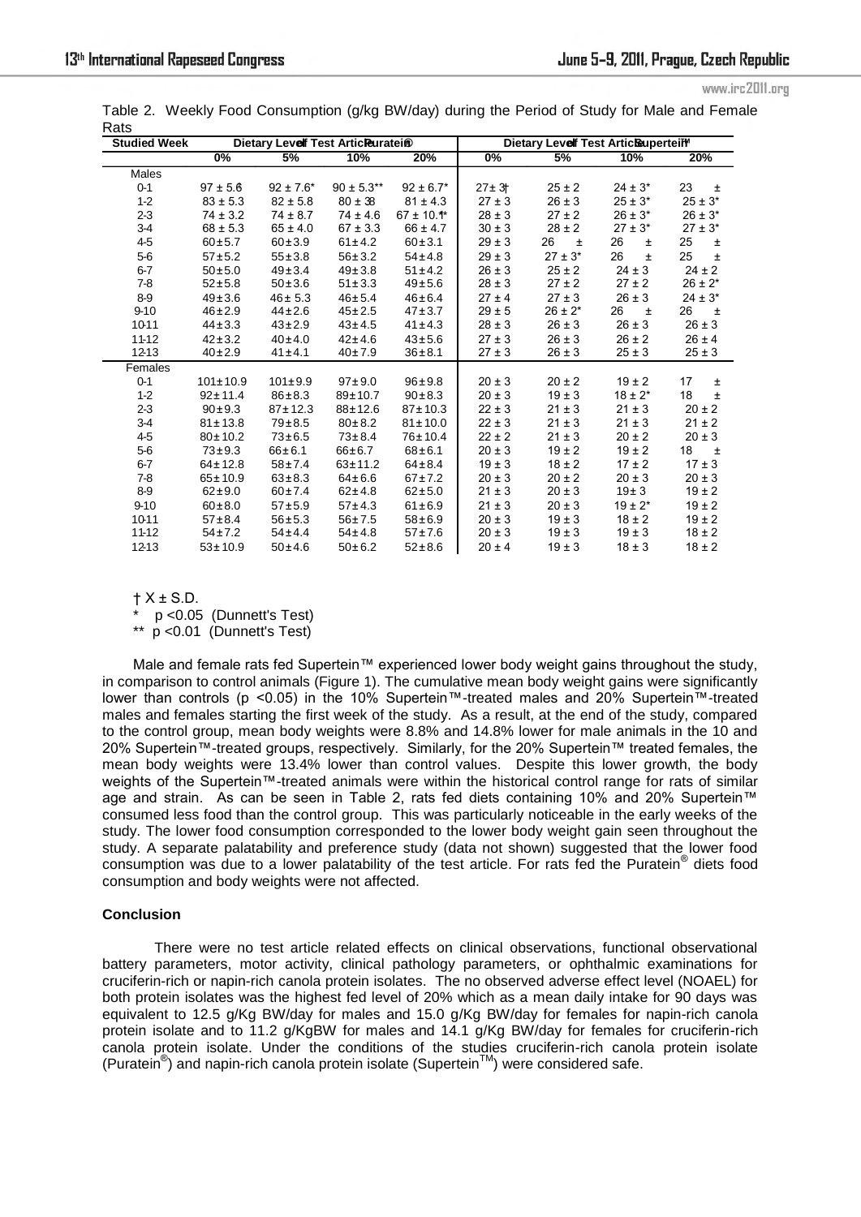Table 2. Weekly Food Consumption (g/kg BW/day) during the Period of Study for Male and Female Rats

| Studied Week | Dietary Level of Test Article Puratein® | | | | Dietary Level of Test Article Supertein™ | | | |
|---|---|---|---|---|---|---|---|---|
| | 0% | 5% | 10% | 20% | 0% | 5% | 10% | 20% |
| Males | | | | | | | | |
| 0-1 | 97 ± 5.6 | 92 ± 7.6* | 90 ± 5.3** | 92 ± 6.7* | 27± 3† | 25 ± 2 | 24 ± 3* | 23 ± |
| 1-2 | 83 ± 5.3 | 82 ± 5.8 | 80 ± 38 | 81 ± 4.3 | 27 ± 3 | 26 ± 3 | 25 ± 3* | 25 ± 3* |
| 2-3 | 74 ± 3.2 | 74 ± 8.7 | 74 ± 4.6 | 67 ± 10.1* | 28 ± 3 | 27 ± 2 | 26 ± 3* | 26 ± 3* |
| 3-4 | 68 ± 5.3 | 65 ± 4.0 | 67 ± 3.3 | 66 ± 4.7 | 30 ± 3 | 28 ± 2 | 27 ± 3* | 27 ± 3* |
| 4-5 | 60±5.7 | 60±3.9 | 61±4.2 | 60±3.1 | 29 ± 3 | 26 ± | 26 ± | 25 ± |
| 5-6 | 57±5.2 | 55±3.8 | 56±3.2 | 54±4.8 | 29 ± 3 | 27 ± 3* | 26 ± | 25 ± |
| 6-7 | 50±5.0 | 49±3.4 | 49±3.8 | 51±4.2 | 26 ± 3 | 25 ± 2 | 24 ± 3 | 24 ± 2 |
| 7-8 | 52±5.8 | 50±3.6 | 51±3.3 | 49±5.6 | 28 ± 3 | 27 ± 2 | 27 ± 2 | 26 ± 2* |
| 8-9 | 49±3.6 | 46± 5.3 | 46±5.4 | 46±6.4 | 27 ± 4 | 27 ± 3 | 26 ± 3 | 24 ± 3* |
| 9-10 | 46±2.9 | 44±2.6 | 45±2.5 | 47±3.7 | 29 ± 5 | 26 ± 2* | 26 ± | 26 ± |
| 10-11 | 44±3.3 | 43±2.9 | 43±4.5 | 41±4.3 | 28 ± 3 | 26 ± 3 | 26 ± 3 | 26 ± 3 |
| 11-12 | 42±3.2 | 40±4.0 | 42±4.6 | 43±5.6 | 27 ± 3 | 26 ± 3 | 26 ± 2 | 26 ± 4 |
| 12-13 | 40±2.9 | 41±4.1 | 40±7.9 | 36±8.1 | 27 ± 3 | 26 ± 3 | 25 ± 3 | 25 ± 3 |
| Females | | | | | | | | |
| 0-1 | 101±10.9 | 101±9.9 | 97±9.0 | 96±9.8 | 20 ± 3 | 20 ± 2 | 19 ± 2 | 17 ± |
| 1-2 | 92±11.4 | 86±8.3 | 89±10.7 | 90±8.3 | 20 ± 3 | 19 ± 3 | 18 ± 2* | 18 ± |
| 2-3 | 90±9.3 | 87±12.3 | 88±12.6 | 87±10.3 | 22 ± 3 | 21 ± 3 | 21 ± 3 | 20 ± 2 |
| 3-4 | 81±13.8 | 79±8.5 | 80±8.2 | 81±10.0 | 22 ± 3 | 21 ± 3 | 21 ± 3 | 21 ± 2 |
| 4-5 | 80±10.2 | 73±6.5 | 73±8.4 | 76±10.4 | 22 ± 2 | 21 ± 3 | 20 ± 2 | 20 ± 3 |
| 5-6 | 73±9.3 | 66±6.1 | 66±6.7 | 68±6.1 | 20 ± 3 | 19 ± 2 | 19 ± 2 | 18 ± |
| 6-7 | 64±12.8 | 58±7.4 | 63±11.2 | 64±8.4 | 19 ± 3 | 18 ± 2 | 17 ± 2 | 17 ± 3 |
| 7-8 | 65±10.9 | 63±8.3 | 64±6.6 | 67±7.2 | 20 ± 3 | 20 ± 2 | 20 ± 3 | 20 ± 3 |
| 8-9 | 62±9.0 | 60±7.4 | 62±4.8 | 62±5.0 | 21 ± 3 | 20 ± 3 | 19± 3 | 19 ± 2 |
| 9-10 | 60±8.0 | 57±5.9 | 57±4.3 | 61±6.9 | 21 ± 3 | 20 ± 3 | 19 ± 2* | 19 ± 2 |
| 10-11 | 57±8.4 | 56±5.3 | 56±7.5 | 58±6.9 | 20 ± 3 | 19 ± 3 | 18 ± 2 | 19 ± 2 |
| 11-12 | 54±7.2 | 54±4.4 | 54±4.8 | 57±7.6 | 20 ± 3 | 19 ± 3 | 19 ± 3 | 18 ± 2 |
| 12-13 | 53±10.9 | 50±4.6 | 50±6.2 | 52±8.6 | 20 ± 4 | 19 ± 3 | 18 ± 3 | 18 ± 2 |

† X ± S.D.

\* p <0.05 (Dunnett's Test)

** p <0.01 (Dunnett's Test)

Male and female rats fed Supertein™ experienced lower body weight gains throughout the study, in comparison to control animals (Figure 1). The cumulative mean body weight gains were significantly lower than controls (p <0.05) in the 10% Supertein™-treated males and 20% Supertein™-treated males and females starting the first week of the study. As a result, at the end of the study, compared to the control group, mean body weights were 8.8% and 14.8% lower for male animals in the 10 and 20% Supertein™-treated groups, respectively. Similarly, for the 20% Supertein™ treated females, the mean body weights were 13.4% lower than control values. Despite this lower growth, the body weights of the Supertein™-treated animals were within the historical control range for rats of similar age and strain. As can be seen in Table 2, rats fed diets containing 10% and 20% Supertein™ consumed less food than the control group. This was particularly noticeable in the early weeks of the study. The lower food consumption corresponded to the lower body weight gain seen throughout the study. A separate palatability and preference study (data not shown) suggested that the lower food consumption was due to a lower palatability of the test article. For rats fed the Puratein® diets food consumption and body weights were not affected.

## Conclusion

There were no test article related effects on clinical observations, functional observational battery parameters, motor activity, clinical pathology parameters, or ophthalmic examinations for cruciferin-rich or napin-rich canola protein isolates. The no observed adverse effect level (NOAEL) for both protein isolates was the highest fed level of 20% which as a mean daily intake for 90 days was equivalent to 12.5 g/Kg BW/day for males and 15.0 g/Kg BW/day for females for napin-rich canola protein isolate and to 11.2 g/KgBW for males and 14.1 g/Kg BW/day for females for cruciferin-rich canola protein isolate. Under the conditions of the studies cruciferin-rich canola protein isolate (Puratein®) and napin-rich canola protein isolate (Supertein™) were considered safe.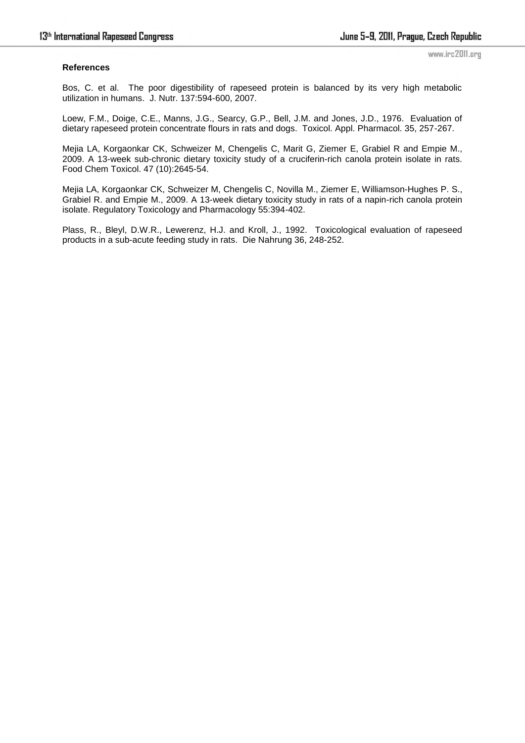**References**

Bos, C. et al. The poor digestibility of rapeseed protein is balanced by its very high metabolic utilization in humans. J. Nutr. 137:594-600, 2007.

Loew, F.M., Doige, C.E., Manns, J.G., Searcy, G.P., Bell, J.M. and Jones, J.D., 1976. Evaluation of dietary rapeseed protein concentrate flours in rats and dogs. Toxicol. Appl. Pharmacol. 35, 257-267.

Mejia LA, Korgaonkar CK, Schweizer M, Chengelis C, Marit G, Ziemer E, Grabiel R and Empie M., 2009. A 13-week sub-chronic dietary toxicity study of a cruciferin-rich canola protein isolate in rats. Food Chem Toxicol. 47 (10):2645-54.

Mejia LA, Korgaonkar CK, Schweizer M, Chengelis C, Novilla M., Ziemer E, Williamson-Hughes P. S., Grabiel R. and Empie M., 2009. A 13-week dietary toxicity study in rats of a napin-rich canola protein isolate. Regulatory Toxicology and Pharmacology 55:394-402.

Plass, R., Bleyl, D.W.R., Lewerenz, H.J. and Kroll, J., 1992. Toxicological evaluation of rapeseed products in a sub-acute feeding study in rats. Die Nahrung 36, 248-252.